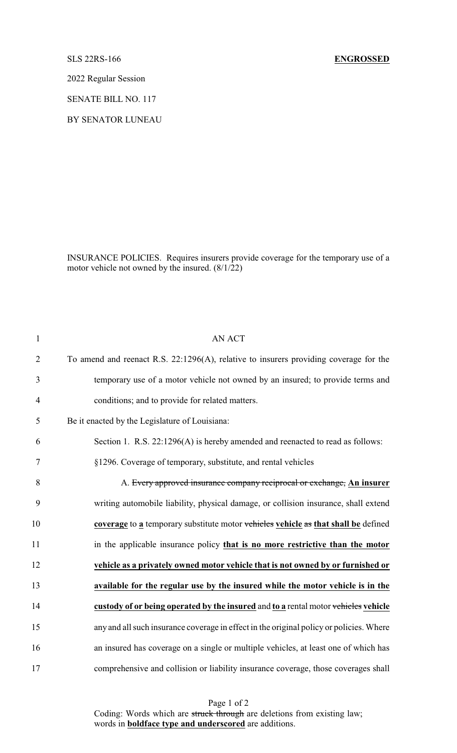SLS 22RS-166 **ENGROSSED**

2022 Regular Session

SENATE BILL NO. 117

BY SENATOR LUNEAU

INSURANCE POLICIES. Requires insurers provide coverage for the temporary use of a motor vehicle not owned by the insured. (8/1/22)

AN ACT

To amend and reenact R.S. 22:1296(A), relative to insurers providing coverage for the temporary use of a motor vehicle not owned by an insured; to provide terms and conditions; and to provide for related matters.

Be it enacted by the Legislature of Louisiana:

Section 1. R.S. 22:1296(A) is hereby amended and reenacted to read as follows:

§1296. Coverage of temporary, substitute, and rental vehicles

A. ~~Every approved insurance company reciprocal or exchange,~~ **An insurer** writing automobile liability, physical damage, or collision insurance, shall extend **coverage** to **a** temporary substitute motor ~~vehicles~~ **vehicle** ~~as~~ **that shall be** defined in the applicable insurance policy **that is no more restrictive than the motor vehicle as a privately owned motor vehicle that is not owned by or furnished or available for the regular use by the insured while the motor vehicle is in the custody of or being operated by the insured** and **to a** rental motor ~~vehicles~~ **vehicle** any and all such insurance coverage in effect in the original policy or policies. Where an insured has coverage on a single or multiple vehicles, at least one of which has comprehensive and collision or liability insurance coverage, those coverages shall

Coding: Words which are ~~struck through~~ are deletions from existing law; words in **boldface type and underscored** are additions.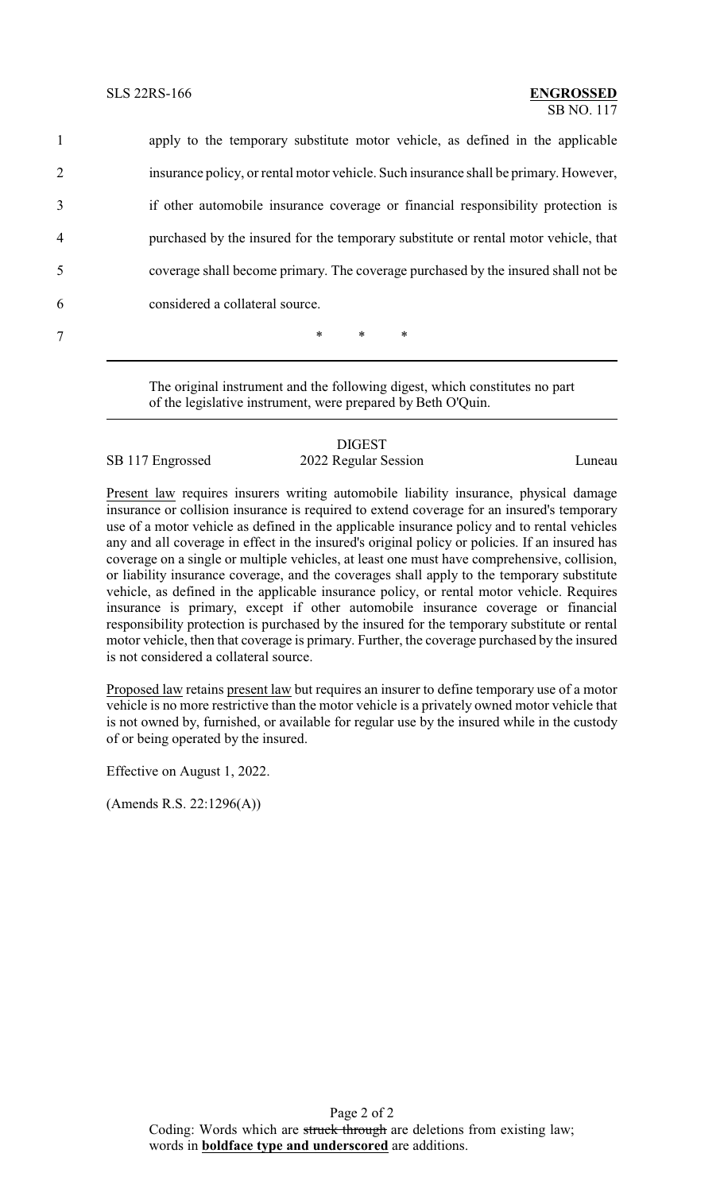apply to the temporary substitute motor vehicle, as defined in the applicable insurance policy, or rental motor vehicle. Such insurance shall be primary. However, if other automobile insurance coverage or financial responsibility protection is purchased by the insured for the temporary substitute or rental motor vehicle, that coverage shall become primary. The coverage purchased by the insured shall not be considered a collateral source.

\* \* \*

---

The original instrument and the following digest, which constitutes no part of the legislative instrument, were prepared by Beth O'Quin.

---

DIGEST

SB 117 Engrossed — 2022 Regular Session — Luneau

Present law requires insurers writing automobile liability insurance, physical damage insurance or collision insurance is required to extend coverage for an insured's temporary use of a motor vehicle as defined in the applicable insurance policy and to rental vehicles any and all coverage in effect in the insured's original policy or policies. If an insured has coverage on a single or multiple vehicles, at least one must have comprehensive, collision, or liability insurance coverage, and the coverages shall apply to the temporary substitute vehicle, as defined in the applicable insurance policy, or rental motor vehicle. Requires insurance is primary, except if other automobile insurance coverage or financial responsibility protection is purchased by the insured for the temporary substitute or rental motor vehicle, then that coverage is primary. Further, the coverage purchased by the insured is not considered a collateral source.

Proposed law retains present law but requires an insurer to define temporary use of a motor vehicle is no more restrictive than the motor vehicle is a privately owned motor vehicle that is not owned by, furnished, or available for regular use by the insured while in the custody of or being operated by the insured.

Effective on August 1, 2022.

(Amends R.S. 22:1296(A))

Coding: Words which are ~~struck through~~ are deletions from existing law; words in **boldface type and underscored** are additions.